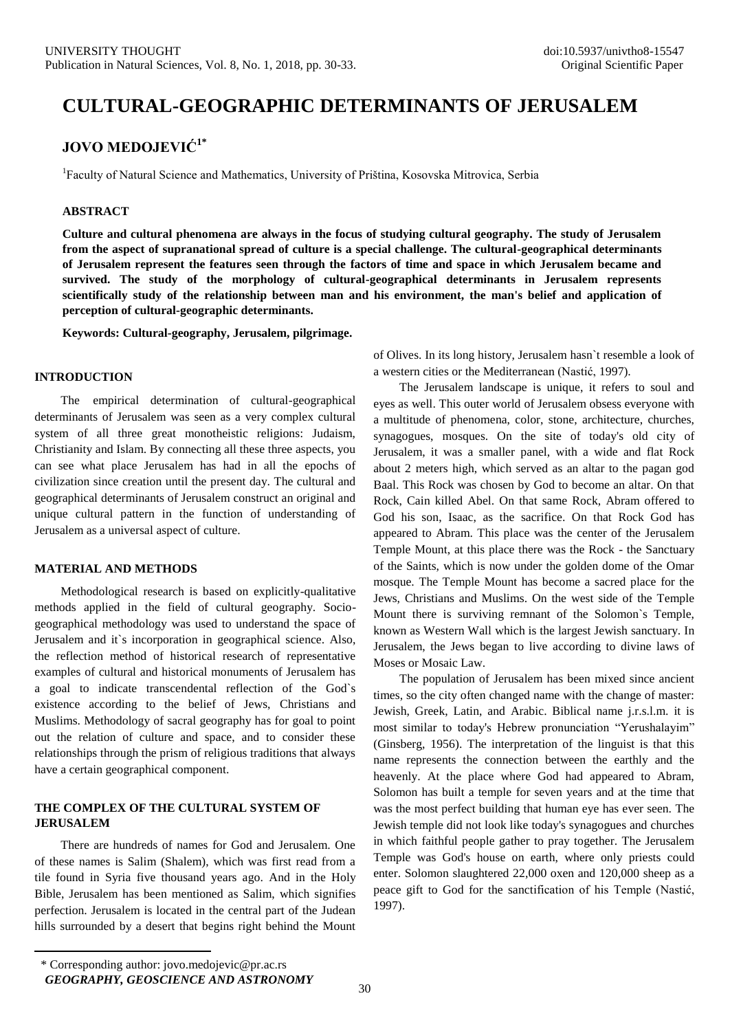# CULTURAL-GEOGRAPHIC DETERMINANTS OF JERUSALEM

## JOVO MEDOJEVIĆ[1*]

[1]Faculty of Natural Science and Mathematics, University of Priština, Kosovska Mitrovica, Serbia

### ABSTRACT

**Culture and cultural phenomena are always in the focus of studying cultural geography. The study of Jerusalem from the aspect of supranational spread of culture is a special challenge. The cultural-geographical determinants of Jerusalem represent the features seen through the factors of time and space in which Jerusalem became and survived. The study of the morphology of cultural-geographical determinants in Jerusalem represents scientifically study of the relationship between man and his environment, the man's belief and application of perception of cultural-geographic determinants.**

**Keywords: Cultural-geography, Jerusalem, pilgrimage.**

### INTRODUCTION

The empirical determination of cultural-geographical determinants of Jerusalem was seen as a very complex cultural system of all three great monotheistic religions: Judaism, Christianity and Islam. By connecting all these three aspects, you can see what place Jerusalem has had in all the epochs of civilization since creation until the present day. The cultural and geographical determinants of Jerusalem construct an original and unique cultural pattern in the function of understanding of Jerusalem as a universal aspect of culture.

### MATERIAL AND METHODS

Methodological research is based on explicitly-qualitative methods applied in the field of cultural geography. Socio-geographical methodology was used to understand the space of Jerusalem and it`s incorporation in geographical science. Also, the reflection method of historical research of representative examples of cultural and historical monuments of Jerusalem has a goal to indicate transcendental reflection of the God`s existence according to the belief of Jews, Christians and Muslims. Methodology of sacral geography has for goal to point out the relation of culture and space, and to consider these relationships through the prism of religious traditions that always have a certain geographical component.

### THE COMPLEX OF THE CULTURAL SYSTEM OF JERUSALEM

There are hundreds of names for God and Jerusalem. One of these names is Salim (Shalem), which was first read from a tile found in Syria five thousand years ago. And in the Holy Bible, Jerusalem has been mentioned as Salim, which signifies perfection. Jerusalem is located in the central part of the Judean hills surrounded by a desert that begins right behind the Mount of Olives. In its long history, Jerusalem hasn`t resemble a look of a western cities or the Mediterranean (Nastić, 1997).

The Jerusalem landscape is unique, it refers to soul and eyes as well. This outer world of Jerusalem obsess everyone with a multitude of phenomena, color, stone, architecture, churches, synagogues, mosques. On the site of today's old city of Jerusalem, it was a smaller panel, with a wide and flat Rock about 2 meters high, which served as an altar to the pagan god Baal. This Rock was chosen by God to become an altar. On that Rock, Cain killed Abel. On that same Rock, Abram offered to God his son, Isaac, as the sacrifice. On that Rock God has appeared to Abram. This place was the center of the Jerusalem Temple Mount, at this place there was the Rock - the Sanctuary of the Saints, which is now under the golden dome of the Omar mosque. The Temple Mount has become a sacred place for the Jews, Christians and Muslims. On the west side of the Temple Mount there is surviving remnant of the Solomon`s Temple, known as Western Wall which is the largest Jewish sanctuary. In Jerusalem, the Jews began to live according to divine laws of Moses or Mosaic Law.

The population of Jerusalem has been mixed since ancient times, so the city often changed name with the change of master: Jewish, Greek, Latin, and Arabic. Biblical name j.r.s.l.m. it is most similar to today's Hebrew pronunciation "Yerushalayim" (Ginsberg, 1956). The interpretation of the linguist is that this name represents the connection between the earthly and the heavenly. At the place where God had appeared to Abram, Solomon has built a temple for seven years and at the time that was the most perfect building that human eye has ever seen. The Jewish temple did not look like today's synagogues and churches in which faithful people gather to pray together. The Jerusalem Temple was God's house on earth, where only priests could enter. Solomon slaughtered 22,000 oxen and 120,000 sheep as a peace gift to God for the sanctification of his Temple (Nastić, 1997).

* Corresponding author: jovo.medojevic@pr.ac.rs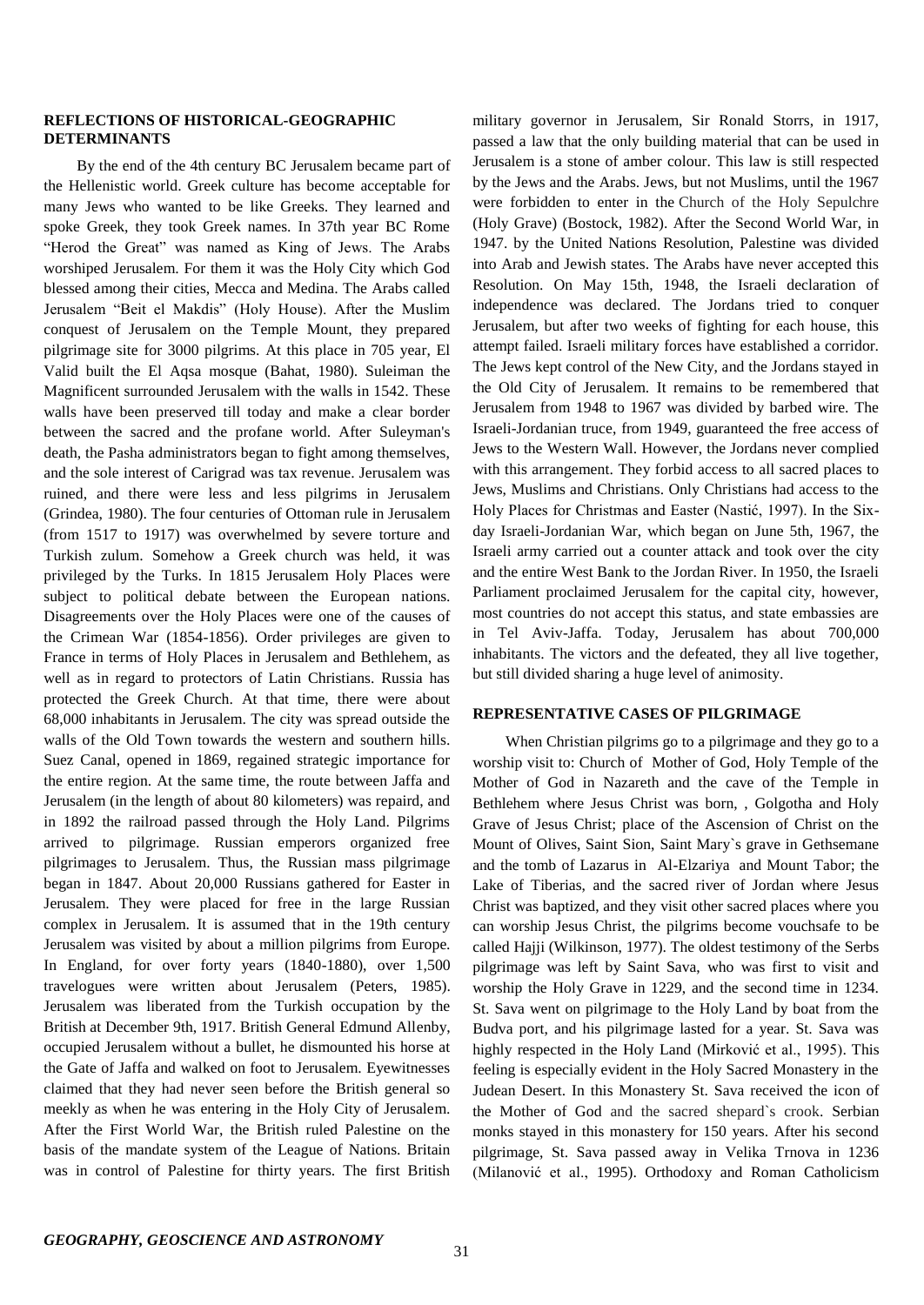## REFLECTIONS OF HISTORICAL-GEOGRAPHIC DETERMINANTS

By the end of the 4th century BC Jerusalem became part of the Hellenistic world. Greek culture has become acceptable for many Jews who wanted to be like Greeks. They learned and spoke Greek, they took Greek names. In 37th year BC Rome "Herod the Great" was named as King of Jews. The Arabs worshiped Jerusalem. For them it was the Holy City which God blessed among their cities, Mecca and Medina. The Arabs called Jerusalem "Beit el Makdis" (Holy House). After the Muslim conquest of Jerusalem on the Temple Mount, they prepared pilgrimage site for 3000 pilgrims. At this place in 705 year, El Valid built the El Aqsa mosque (Bahat, 1980). Suleiman the Magnificent surrounded Jerusalem with the walls in 1542. These walls have been preserved till today and make a clear border between the sacred and the profane world. After Suleyman's death, the Pasha administrators began to fight among themselves, and the sole interest of Carigrad was tax revenue. Jerusalem was ruined, and there were less and less pilgrims in Jerusalem (Grindea, 1980). The four centuries of Ottoman rule in Jerusalem (from 1517 to 1917) was overwhelmed by severe torture and Turkish zulum. Somehow a Greek church was held, it was privileged by the Turks. In 1815 Jerusalem Holy Places were subject to political debate between the European nations. Disagreements over the Holy Places were one of the causes of the Crimean War (1854-1856). Order privileges are given to France in terms of Holy Places in Jerusalem and Bethlehem, as well as in regard to protectors of Latin Christians. Russia has protected the Greek Church. At that time, there were about 68,000 inhabitants in Jerusalem. The city was spread outside the walls of the Old Town towards the western and southern hills. Suez Canal, opened in 1869, regained strategic importance for the entire region. At the same time, the route between Jaffa and Jerusalem (in the length of about 80 kilometers) was repaird, and in 1892 the railroad passed through the Holy Land. Pilgrims arrived to pilgrimage. Russian emperors organized free pilgrimages to Jerusalem. Thus, the Russian mass pilgrimage began in 1847. About 20,000 Russians gathered for Easter in Jerusalem. They were placed for free in the large Russian complex in Jerusalem. It is assumed that in the 19th century Jerusalem was visited by about a million pilgrims from Europe. In England, for over forty years (1840-1880), over 1,500 travelogues were written about Jerusalem (Peters, 1985). Jerusalem was liberated from the Turkish occupation by the British at December 9th, 1917. British General Edmund Allenby, occupied Jerusalem without a bullet, he dismounted his horse at the Gate of Jaffa and walked on foot to Jerusalem. Eyewitnesses claimed that they had never seen before the British general so meekly as when he was entering in the Holy City of Jerusalem. After the First World War, the British ruled Palestine on the basis of the mandate system of the League of Nations. Britain was in control of Palestine for thirty years. The first British military governor in Jerusalem, Sir Ronald Storrs, in 1917, passed a law that the only building material that can be used in Jerusalem is a stone of amber colour. This law is still respected by the Jews and the Arabs. Jews, but not Muslims, until the 1967 were forbidden to enter in the Church of the Holy Sepulchre (Holy Grave) (Bostock, 1982). After the Second World War, in 1947. by the United Nations Resolution, Palestine was divided into Arab and Jewish states. The Arabs have never accepted this Resolution. On May 15th, 1948, the Israeli declaration of independence was declared. The Jordans tried to conquer Jerusalem, but after two weeks of fighting for each house, this attempt failed. Israeli military forces have established a corridor. The Jews kept control of the New City, and the Jordans stayed in the Old City of Jerusalem. It remains to be remembered that Jerusalem from 1948 to 1967 was divided by barbed wire. The Israeli-Jordanian truce, from 1949, guaranteed the free access of Jews to the Western Wall. However, the Jordans never complied with this arrangement. They forbid access to all sacred places to Jews, Muslims and Christians. Only Christians had access to the Holy Places for Christmas and Easter (Nastić, 1997). In the Six-day Israeli-Jordanian War, which began on June 5th, 1967, the Israeli army carried out a counter attack and took over the city and the entire West Bank to the Jordan River. In 1950, the Israeli Parliament proclaimed Jerusalem for the capital city, however, most countries do not accept this status, and state embassies are in Tel Aviv-Jaffa. Today, Jerusalem has about 700,000 inhabitants. The victors and the defeated, they all live together, but still divided sharing a huge level of animosity.

## REPRESENTATIVE CASES OF PILGRIMAGE

When Christian pilgrims go to a pilgrimage and they go to a worship visit to: Church of Mother of God, Holy Temple of the Mother of God in Nazareth and the cave of the Temple in Bethlehem where Jesus Christ was born, , Golgotha and Holy Grave of Jesus Christ; place of the Ascension of Christ on the Mount of Olives, Saint Sion, Saint Mary`s grave in Gethsemane and the tomb of Lazarus in Al-Elzariya and Mount Tabor; the Lake of Tiberias, and the sacred river of Jordan where Jesus Christ was baptized, and they visit other sacred places where you can worship Jesus Christ, the pilgrims become vouchsafe to be called Hajji (Wilkinson, 1977). The oldest testimony of the Serbs pilgrimage was left by Saint Sava, who was first to visit and worship the Holy Grave in 1229, and the second time in 1234. St. Sava went on pilgrimage to the Holy Land by boat from the Budva port, and his pilgrimage lasted for a year. St. Sava was highly respected in the Holy Land (Mirković et al., 1995). This feeling is especially evident in the Holy Sacred Monastery in the Judean Desert. In this Monastery St. Sava received the icon of the Mother of God and the sacred shepard`s crook. Serbian monks stayed in this monastery for 150 years. After his second pilgrimage, St. Sava passed away in Velika Trnova in 1236 (Milanović et al., 1995). Orthodoxy and Roman Catholicism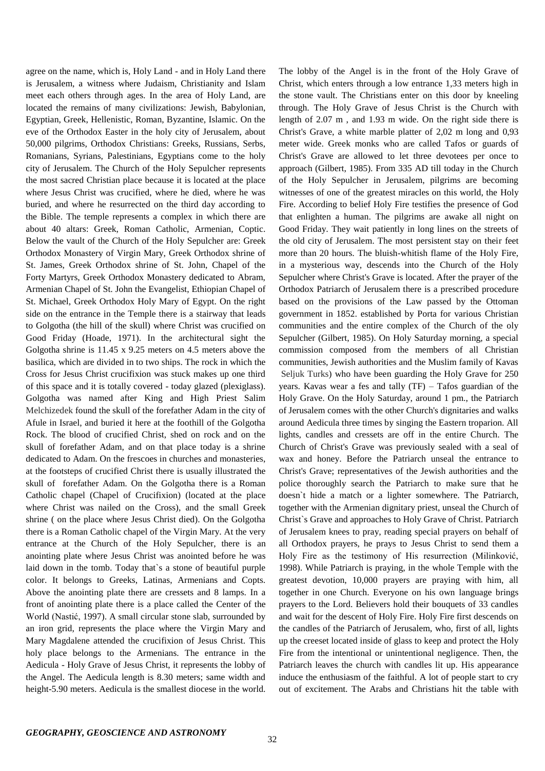agree on the name, which is, Holy Land - and in Holy Land there is Jerusalem, a witness where Judaism, Christianity and Islam meet each others through ages. In the area of Holy Land, are located the remains of many civilizations: Jewish, Babylonian, Egyptian, Greek, Hellenistic, Roman, Byzantine, Islamic. On the eve of the Orthodox Easter in the holy city of Jerusalem, about 50,000 pilgrims, Orthodox Christians: Greeks, Russians, Serbs, Romanians, Syrians, Palestinians, Egyptians come to the holy city of Jerusalem. The Church of the Holy Sepulcher represents the most sacred Christian place because it is located at the place where Jesus Christ was crucified, where he died, where he was buried, and where he resurrected on the third day according to the Bible. The temple represents a complex in which there are about 40 altars: Greek, Roman Catholic, Armenian, Coptic. Below the vault of the Church of the Holy Sepulcher are: Greek Orthodox Monastery of Virgin Mary, Greek Orthodox shrine of St. James, Greek Orthodox shrine of St. John, Chapel of the Forty Martyrs, Greek Orthodox Monastery dedicated to Abram, Armenian Chapel of St. John the Evangelist, Ethiopian Chapel of St. Michael, Greek Orthodox Holy Mary of Egypt. On the right side on the entrance in the Temple there is a stairway that leads to Golgotha (the hill of the skull) where Christ was crucified on Good Friday (Hoade, 1971). In the architectural sight the Golgotha shrine is 11.45 x 9.25 meters on 4.5 meters above the basilica, which are divided in to two ships. The rock in which the Cross for Jesus Christ crucifixion was stuck makes up one third of this space and it is totally covered - today glazed (plexiglass). Golgotha was named after King and High Priest Salim Melchizedek found the skull of the forefather Adam in the city of Afule in Israel, and buried it here at the foothill of the Golgotha Rock. The blood of crucified Christ, shed on rock and on the skull of forefather Adam, and on that place today is a shrine dedicated to Adam. On the frescoes in churches and monasteries, at the footsteps of crucified Christ there is usually illustrated the skull of forefather Adam. On the Golgotha there is a Roman Catholic chapel (Chapel of Crucifixion) (located at the place where Christ was nailed on the Cross), and the small Greek shrine ( on the place where Jesus Christ died). On the Golgotha there is a Roman Catholic chapel of the Virgin Mary. At the very entrance at the Church of the Holy Sepulcher, there is an anointing plate where Jesus Christ was anointed before he was laid down in the tomb. Today that`s a stone of beautiful purple color. It belongs to Greeks, Latinas, Armenians and Copts. Above the anointing plate there are cressets and 8 lamps. In a front of anointing plate there is a place called the Center of the World (Nastić, 1997). A small circular stone slab, surrounded by an iron grid, represents the place where the Virgin Mary and Mary Magdalene attended the crucifixion of Jesus Christ. This holy place belongs to the Armenians. The entrance in the Aedicula - Holy Grave of Jesus Christ, it represents the lobby of the Angel. The Aedicula length is 8.30 meters; same width and height-5.90 meters. Aedicula is the smallest diocese in the world. The lobby of the Angel is in the front of the Holy Grave of Christ, which enters through a low entrance 1,33 meters high in the stone vault. The Christians enter on this door by kneeling through. The Holy Grave of Jesus Christ is the Church with length of 2.07 m , and 1.93 m wide. On the right side there is Christ's Grave, a white marble platter of 2,02 m long and 0,93 meter wide. Greek monks who are called Tafos or guards of Christ's Grave are allowed to let three devotees per once to approach (Gilbert, 1985). From 335 AD till today in the Church of the Holy Sepulcher in Jerusalem, pilgrims are becoming witnesses of one of the greatest miracles on this world, the Holy Fire. According to belief Holy Fire testifies the presence of God that enlighten a human. The pilgrims are awake all night on Good Friday. They wait patiently in long lines on the streets of the old city of Jerusalem. The most persistent stay on their feet more than 20 hours. The bluish-whitish flame of the Holy Fire, in a mysterious way, descends into the Church of the Holy Sepulcher where Christ's Grave is located. After the prayer of the Orthodox Patriarch of Jerusalem there is a prescribed procedure based on the provisions of the Law passed by the Ottoman government in 1852. established by Porta for various Christian communities and the entire complex of the Church of the oly Sepulcher (Gilbert, 1985). On Holy Saturday morning, a special commission composed from the members of all Christian communities, Jewish authorities and the Muslim family of Kavas Seljuk Turks) who have been guarding the Holy Grave for 250 years. Kavas wear a fes and tally (TF) – Tafos guardian of the Holy Grave. On the Holy Saturday, around 1 pm., the Patriarch of Jerusalem comes with the other Church's dignitaries and walks around Aedicula three times by singing the Eastern troparion. All lights, candles and cressets are off in the entire Church. The Church of Christ's Grave was previously sealed with a seal of wax and honey. Before the Patriarch unseal the entrance to Christ's Grave; representatives of the Jewish authorities and the police thoroughly search the Patriarch to make sure that he doesn`t hide a match or a lighter somewhere. The Patriarch, together with the Armenian dignitary priest, unseal the Church of Christ`s Grave and approaches to Holy Grave of Christ. Patriarch of Jerusalem knees to pray, reading special prayers on behalf of all Orthodox prayers, he prays to Jesus Christ to send them a Holy Fire as the testimony of His resurrection (Milinković, 1998). While Patriarch is praying, in the whole Temple with the greatest devotion, 10,000 prayers are praying with him, all together in one Church. Everyone on his own language brings prayers to the Lord. Believers hold their bouquets of 33 candles and wait for the descent of Holy Fire. Holy Fire first descends on the candles of the Patriarch of Jerusalem, who, first of all, lights up the creeset located inside of glass to keep and protect the Holy Fire from the intentional or unintentional negligence. Then, the Patriarch leaves the church with candles lit up. His appearance induce the enthusiasm of the faithful. A lot of people start to cry out of excitement. The Arabs and Christians hit the table with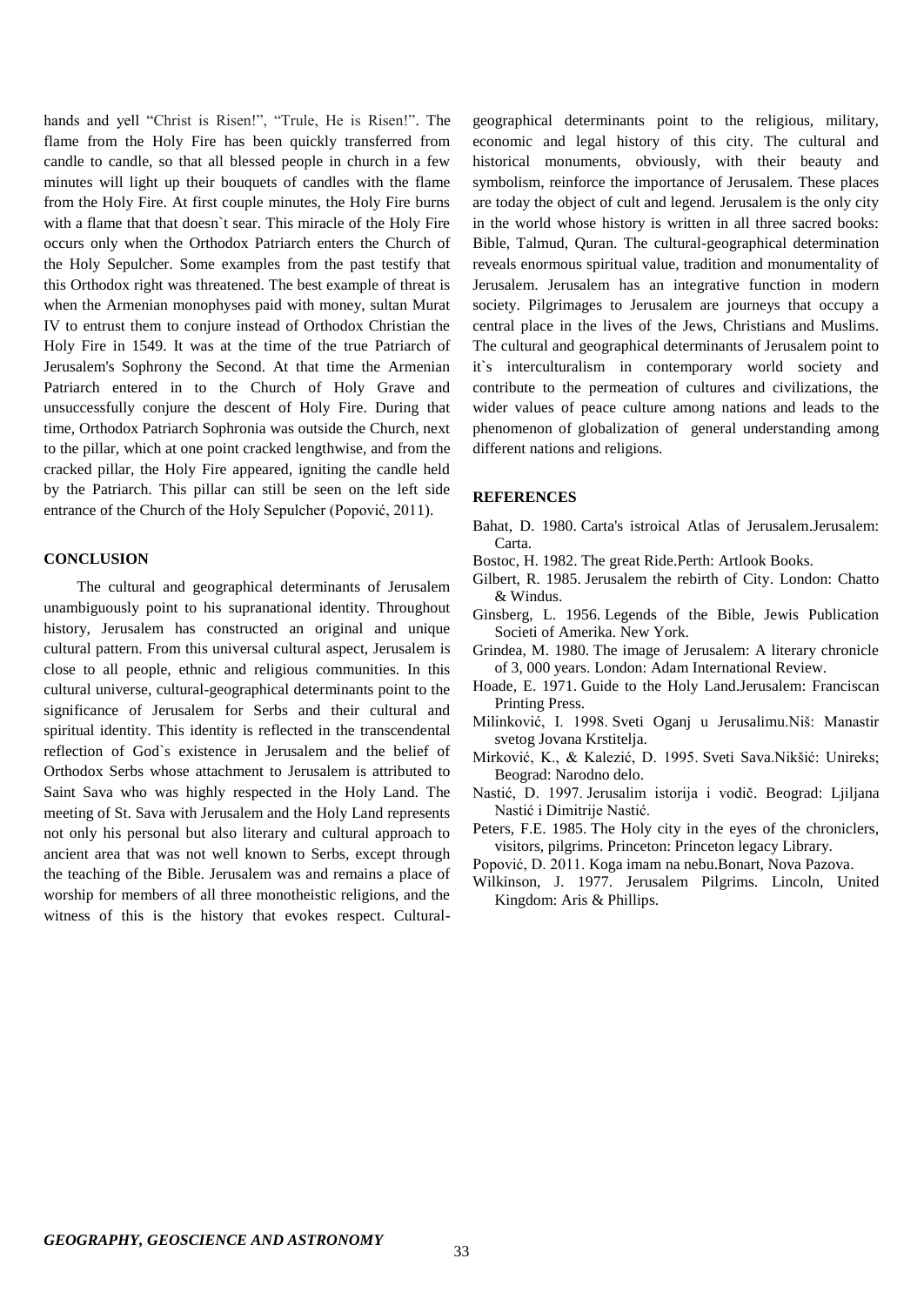hands and yell "Christ is Risen!", "Trule, He is Risen!". The flame from the Holy Fire has been quickly transferred from candle to candle, so that all blessed people in church in a few minutes will light up their bouquets of candles with the flame from the Holy Fire. At first couple minutes, the Holy Fire burns with a flame that that doesn`t sear. This miracle of the Holy Fire occurs only when the Orthodox Patriarch enters the Church of the Holy Sepulcher. Some examples from the past testify that this Orthodox right was threatened. The best example of threat is when the Armenian monophyses paid with money, sultan Murat IV to entrust them to conjure instead of Orthodox Christian the Holy Fire in 1549. It was at the time of the true Patriarch of Jerusalem's Sophrony the Second. At that time the Armenian Patriarch entered in to the Church of Holy Grave and unsuccessfully conjure the descent of Holy Fire. During that time, Orthodox Patriarch Sophronia was outside the Church, next to the pillar, which at one point cracked lengthwise, and from the cracked pillar, the Holy Fire appeared, igniting the candle held by the Patriarch. This pillar can still be seen on the left side entrance of the Church of the Holy Sepulcher (Popović, 2011).

## CONCLUSION

The cultural and geographical determinants of Jerusalem unambiguously point to his supranational identity. Throughout history, Jerusalem has constructed an original and unique cultural pattern. From this universal cultural aspect, Jerusalem is close to all people, ethnic and religious communities. In this cultural universe, cultural-geographical determinants point to the significance of Jerusalem for Serbs and their cultural and spiritual identity. This identity is reflected in the transcendental reflection of God`s existence in Jerusalem and the belief of Orthodox Serbs whose attachment to Jerusalem is attributed to Saint Sava who was highly respected in the Holy Land. The meeting of St. Sava with Jerusalem and the Holy Land represents not only his personal but also literary and cultural approach to ancient area that was not well known to Serbs, except through the teaching of the Bible. Jerusalem was and remains a place of worship for members of all three monotheistic religions, and the witness of this is the history that evokes respect. Cultural-geographical determinants point to the religious, military, economic and legal history of this city. The cultural and historical monuments, obviously, with their beauty and symbolism, reinforce the importance of Jerusalem. These places are today the object of cult and legend. Jerusalem is the only city in the world whose history is written in all three sacred books: Bible, Talmud, Quran. The cultural-geographical determination reveals enormous spiritual value, tradition and monumentality of Jerusalem. Jerusalem has an integrative function in modern society. Pilgrimages to Jerusalem are journeys that occupy a central place in the lives of the Jews, Christians and Muslims. The cultural and geographical determinants of Jerusalem point to it`s interculturalism in contemporary world society and contribute to the permeation of cultures and civilizations, the wider values of peace culture among nations and leads to the phenomenon of globalization of general understanding among different nations and religions.

## REFERENCES

Bahat, D. 1980. Carta's istroical Atlas of Jerusalem.Jerusalem: Carta.

Bostoc, H. 1982. The great Ride.Perth: Artlook Books.

Gilbert, R. 1985. Jerusalem the rebirth of City. London: Chatto & Windus.

Ginsberg, L. 1956. Legends of the Bible, Jewis Publication Societi of Amerika. New York.

Grindea, M. 1980. The image of Jerusalem: A literary chronicle of 3, 000 years. London: Adam International Review.

Hoade, E. 1971. Guide to the Holy Land.Jerusalem: Franciscan Printing Press.

Milinković, I. 1998. Sveti Oganj u Jerusalimu.Niš: Manastir svetog Jovana Krstitelja.

Mirković, K., & Kalezić, D. 1995. Sveti Sava.Nikšić: Unireks; Beograd: Narodno delo.

Nastić, D. 1997. Jerusalim istorija i vodič. Beograd: Ljiljana Nastić i Dimitrije Nastić.

Peters, F.E. 1985. The Holy city in the eyes of the chroniclers, visitors, pilgrims. Princeton: Princeton legacy Library.

Popović, D. 2011. Koga imam na nebu.Bonart, Nova Pazova.

Wilkinson, J. 1977. Jerusalem Pilgrims. Lincoln, United Kingdom: Aris & Phillips.